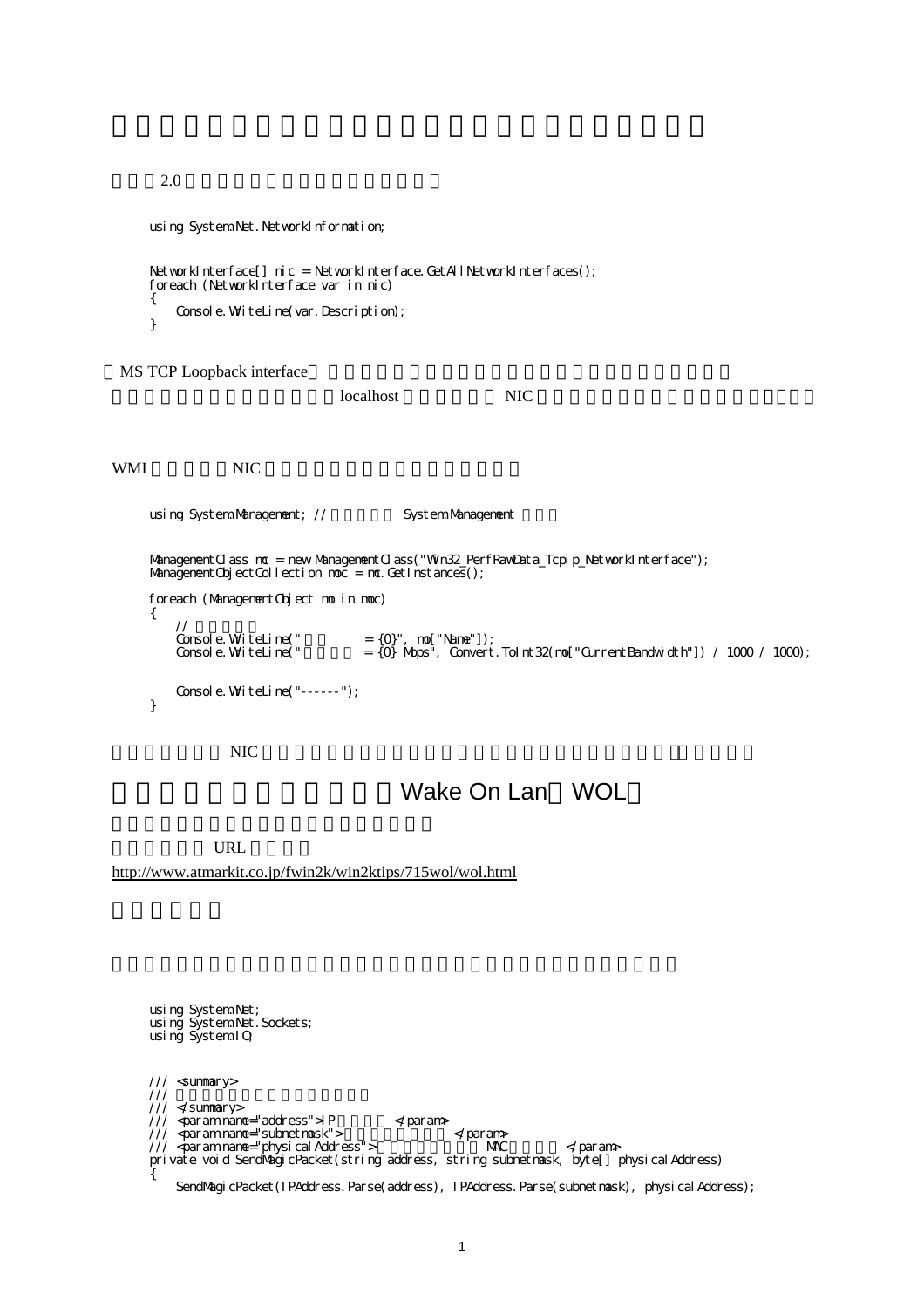2.0

```
using System.Net.NetworkInformation;

NetworkInterface[] nic = NetworkInterface.GetAllNetworkInterfaces();
foreach (NetworkInterface var in nic)
{
    Console.WriteLine(var.Description);
}
```

MS TCP Loopback interface

localhost NIC

WMI NIC

```
using System.Management; //          System.Management

ManagementClass mc = new ManagementClass("Win32_PerfRawData_Tcpip_NetworkInterface");
ManagementObjectCollection moc = mc.GetInstances();

foreach (ManagementObject mo in moc)
{
    //
    Console.WriteLine("        = {0}", mo["Name"]);
    Console.WriteLine("        = {0} Mbps", Convert.ToInt32(mo["CurrentBandwidth"]) / 1000 / 1000);

    Console.WriteLine("------");
}
```

NIC

# Wake On Lan WOL

URL

http://www.atmarkit.co.jp/fwin2k/win2ktips/715wol/wol.html

```
using System.Net;
using System.Net.Sockets;
using System.IO;

/// <summary>
///
/// </summary>
/// <param name="address">IP      </param>
/// <param name="subnetmask">         </param>
/// <param name="physicalAddress">         MAC        </param>
private void SendMagicPacket(string address, string subnetmask, byte[] physicalAddress)
{
    SendMagicPacket(IPAddress.Parse(address), IPAddress.Parse(subnetmask), physicalAddress);
```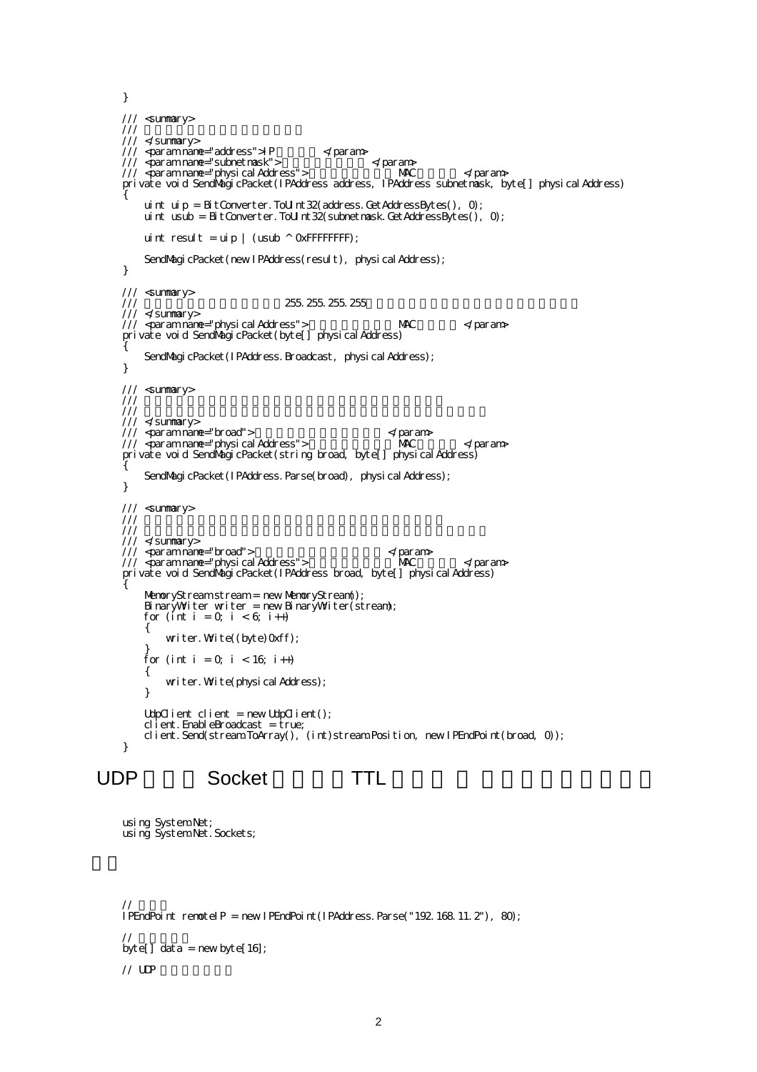```
}

/// <summary>
/// 
/// </summary>
/// <param name="address">IP </param>
/// <param name="subnetmask"> </param>
/// <param name="physicalAddress"> MAC </param>
private void SendMagicPacket(IPAddress address, IPAddress subnetmask, byte[] physicalAddress)
{
    uint uip = BitConverter.ToUInt32(address.GetAddressBytes(), 0);
    uint usub = BitConverter.ToUInt32(subnetmask.GetAddressBytes(), 0);

    uint result = uip | (usub ^ 0xFFFFFFFF);

    SendMagicPacket(new IPAddress(result), physicalAddress);
}

/// <summary>
/// 255.255.255.255
/// </summary>
/// <param name="physicalAddress"> MAC </param>
private void SendMagicPacket(byte[] physicalAddress)
{
    SendMagicPacket(IPAddress.Broadcast, physicalAddress);
}

/// <summary>
/// 
/// 
/// </summary>
/// <param name="broad"> </param>
/// <param name="physicalAddress"> MAC </param>
private void SendMagicPacket(string broad, byte[] physicalAddress)
{
    SendMagicPacket(IPAddress.Parse(broad), physicalAddress);
}

/// <summary>
/// 
/// 
/// </summary>
/// <param name="broad"> </param>
/// <param name="physicalAddress"> MAC </param>
private void SendMagicPacket(IPAddress broad, byte[] physicalAddress)
{
    MemoryStream stream = new MemoryStream();
    BinaryWriter writer = new BinaryWriter(stream);
    for (int i = 0; i < 6; i++)
    {
        writer.Write((byte)0xff);
    }
    for (int i = 0; i < 16; i++)
    {
        writer.Write(physicalAddress);
    }

    UdpClient client = new UdpClient();
    client.EnableBroadcast = true;
    client.Send(stream.ToArray(), (int)stream.Position, new IPEndPoint(broad, 0));
}
```

## UDP Socket TTL

```
using System.Net;
using System.Net.Sockets;
```

```
// 
IPEndPoint remoteIP = new IPEndPoint(IPAddress.Parse("192.168.11.2"), 80);

// 
byte[] data = new byte[16];

// UDP
```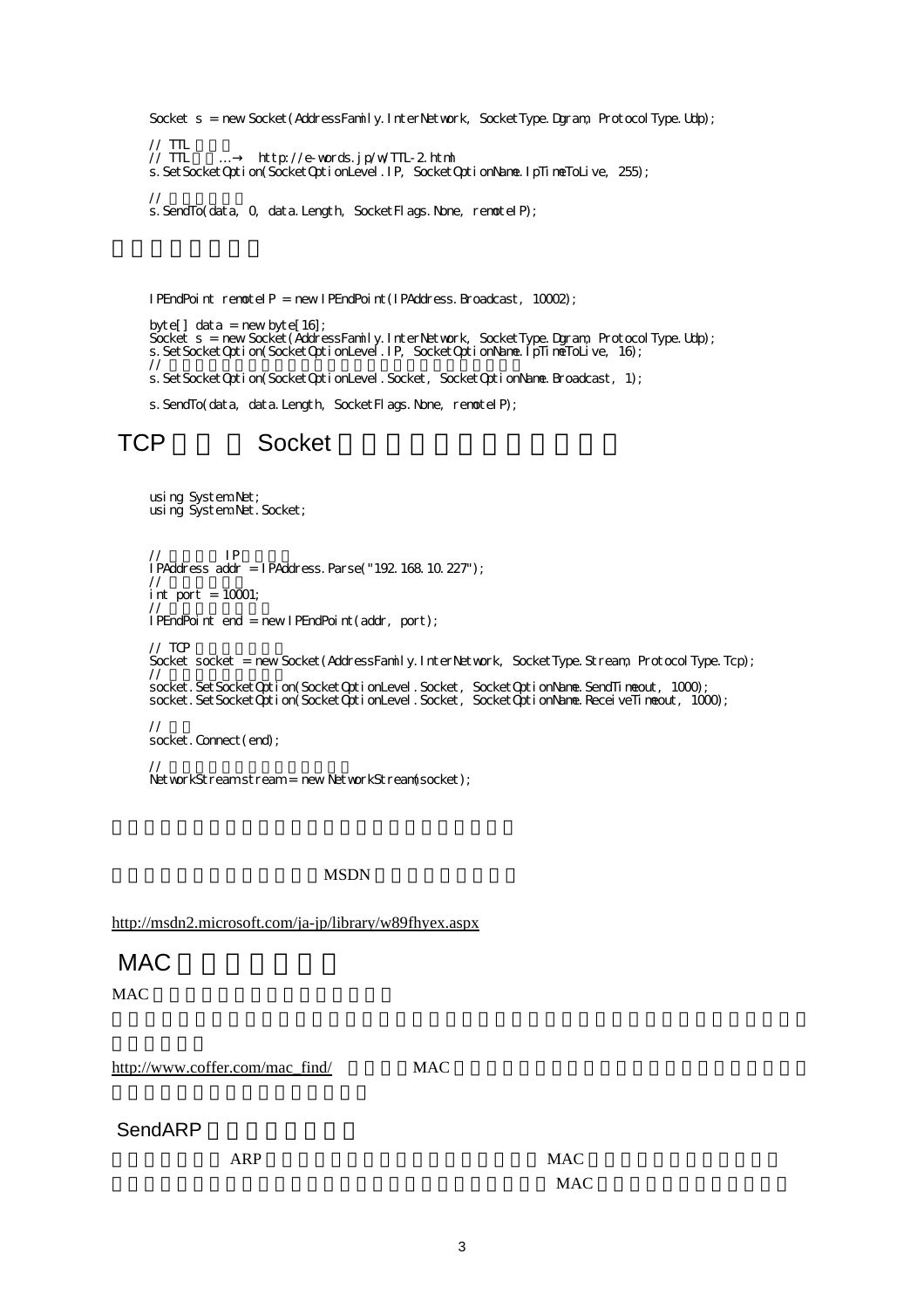```
Socket s = new Socket(AddressFamily.InterNetwork, SocketType.Dgram, ProtocolType.Udp);

// TTL
// TTL     …→  http://e-words.jp/w/TTL-2.html
s.SetSocketOption(SocketOptionLevel.IP, SocketOptionName.IpTimeToLive, 255);

//
s.SendTo(data, 0, data.Length, SocketFlags.None, remoteIP);
```

```
IPEndPoint remoteIP = new IPEndPoint(IPAddress.Broadcast, 10002);

byte[] data = new byte[16];
Socket s = new Socket(AddressFamily.InterNetwork, SocketType.Dgram, ProtocolType.Udp);
s.SetSocketOption(SocketOptionLevel.IP, SocketOptionName.IpTimeToLive, 16);
//
s.SetSocketOption(SocketOptionLevel.Socket, SocketOptionName.Broadcast, 1);

s.SendTo(data, data.Length, SocketFlags.None, remoteIP);
```

## TCP Socket

```
using System.Net;
using System.Net.Socket;


//      IP
IPAddress addr = IPAddress.Parse("192.168.10.227");
//
int port = 10001;
//
IPEndPoint end = new IPEndPoint(addr, port);

// TCP
Socket socket = new Socket(AddressFamily.InterNetwork, SocketType.Stream, ProtocolType.Tcp);
//
socket.SetSocketOption(SocketOptionLevel.Socket, SocketOptionName.SendTimeout, 1000);
socket.SetSocketOption(SocketOptionLevel.Socket, SocketOptionName.ReceiveTimeout, 1000);

//
socket.Connect(end);

//
NetworkStream stream = new NetworkStream(socket);
```

MSDN

http://msdn2.microsoft.com/ja-jp/library/w89fhyex.aspx

## MAC

MAC

http://www.coffer.com/mac_find/ MAC

## SendARP

ARP MAC

MAC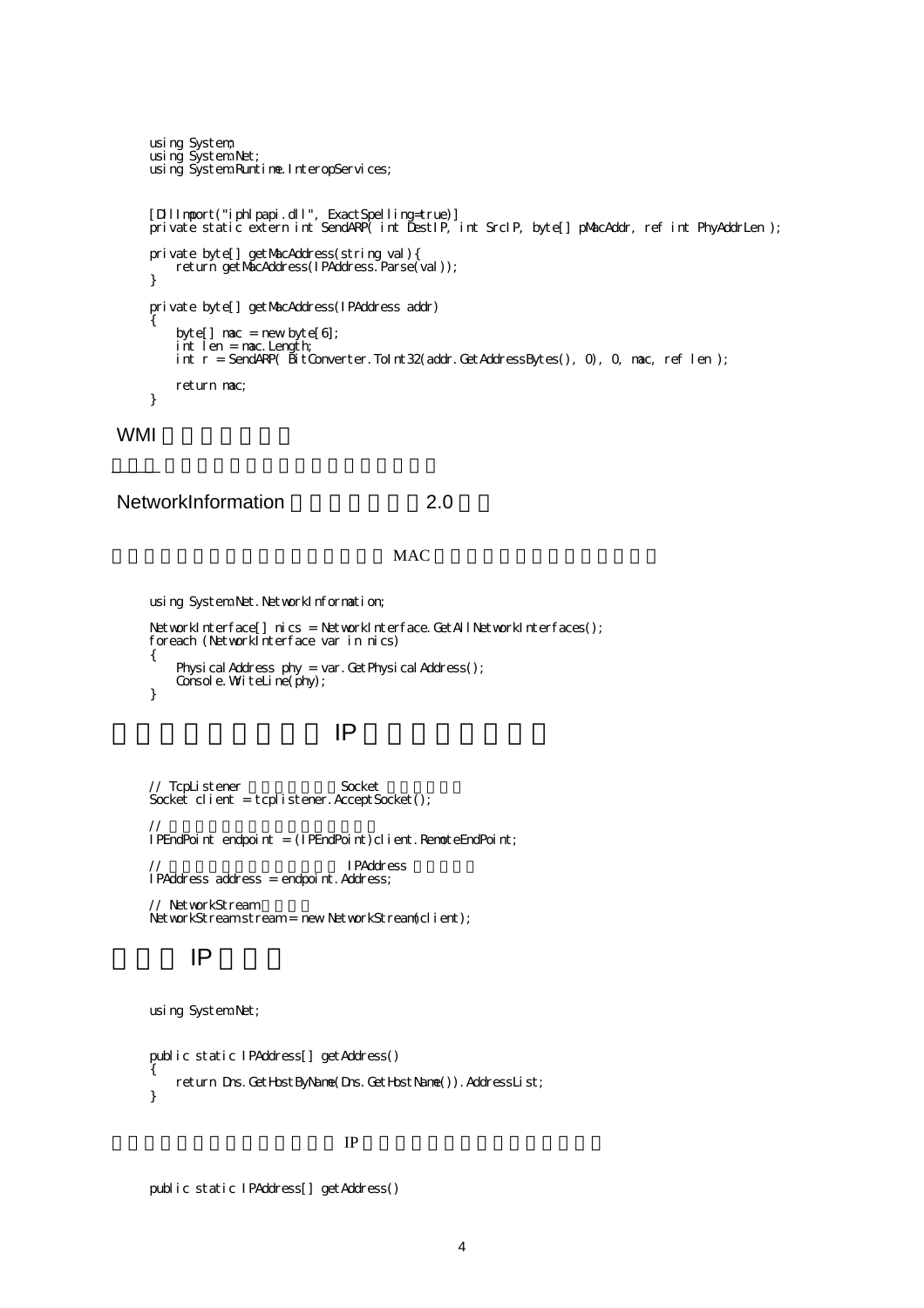```
using System;
using System.Net;
using System.Runtime.InteropServices;


[DllImport("iphlpapi.dll", ExactSpelling=true)]
private static extern int SendARP( int DestIP, int SrcIP, byte[] pMacAddr, ref int PhyAddrLen );

private byte[] getMacAddress(string val){
    return getMacAddress(IPAddress.Parse(val));
}

private byte[] getMacAddress(IPAddress addr)
{
    byte[] mac = new byte[6];
    int len = mac.Length;
    int r = SendARP( BitConverter.ToInt32(addr.GetAddressBytes(), 0), 0, mac, ref len );

    return mac;
}
```

## WMI

## NetworkInformation 2.0

MAC

```
using System.Net.NetworkInformation;

NetworkInterface[] nics = NetworkInterface.GetAllNetworkInterfaces();
foreach (NetworkInterface var in nics)
{
    PhysicalAddress phy = var.GetPhysicalAddress();
    Console.WriteLine(phy);
}
```

## IP

```
// TcpListener Socket
Socket client = tcplistener.AcceptSocket();

//
IPEndPoint endpoint = (IPEndPoint)client.RemoteEndPoint;

// IPAddress
IPAddress address = endpoint.Address;

// NetworkStream
NetworkStream stream = new NetworkStream(client);
```

## IP

```
using System.Net;


public static IPAddress[] getAddress()
{
    return Dns.GetHostByName(Dns.GetHostName()).AddressList;
}
```

IP

```
public static IPAddress[] getAddress()
```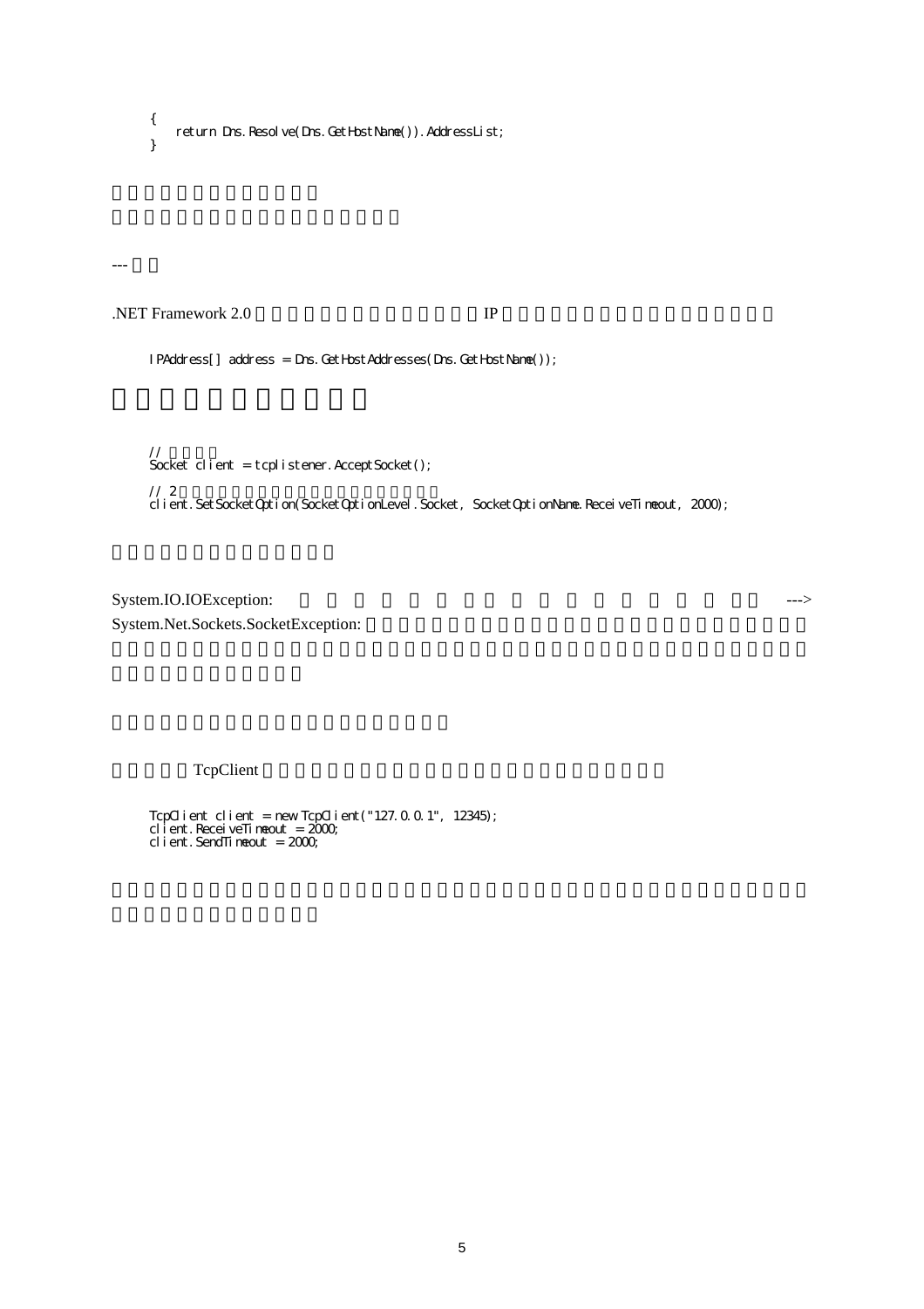```
{
    return Dns.Resolve(Dns.GetHostName()).AddressList;
}
```

---

.NET Framework 2.0 IP

```
IPAddress[] address = Dns.GetHostAddresses(Dns.GetHostName());
```

```
//
Socket client = tcplistener.AcceptSocket();

// 2
client.SetSocketOption(SocketOptionLevel.Socket, SocketOptionName.ReceiveTimeout, 2000);
```

System.IO.IOException: --->
System.Net.Sockets.SocketException:

TcpClient

```
TcpClient client = new TcpClient("127.0.0.1", 12345);
client.ReceiveTimeout = 2000;
client.SendTimeout = 2000;
```